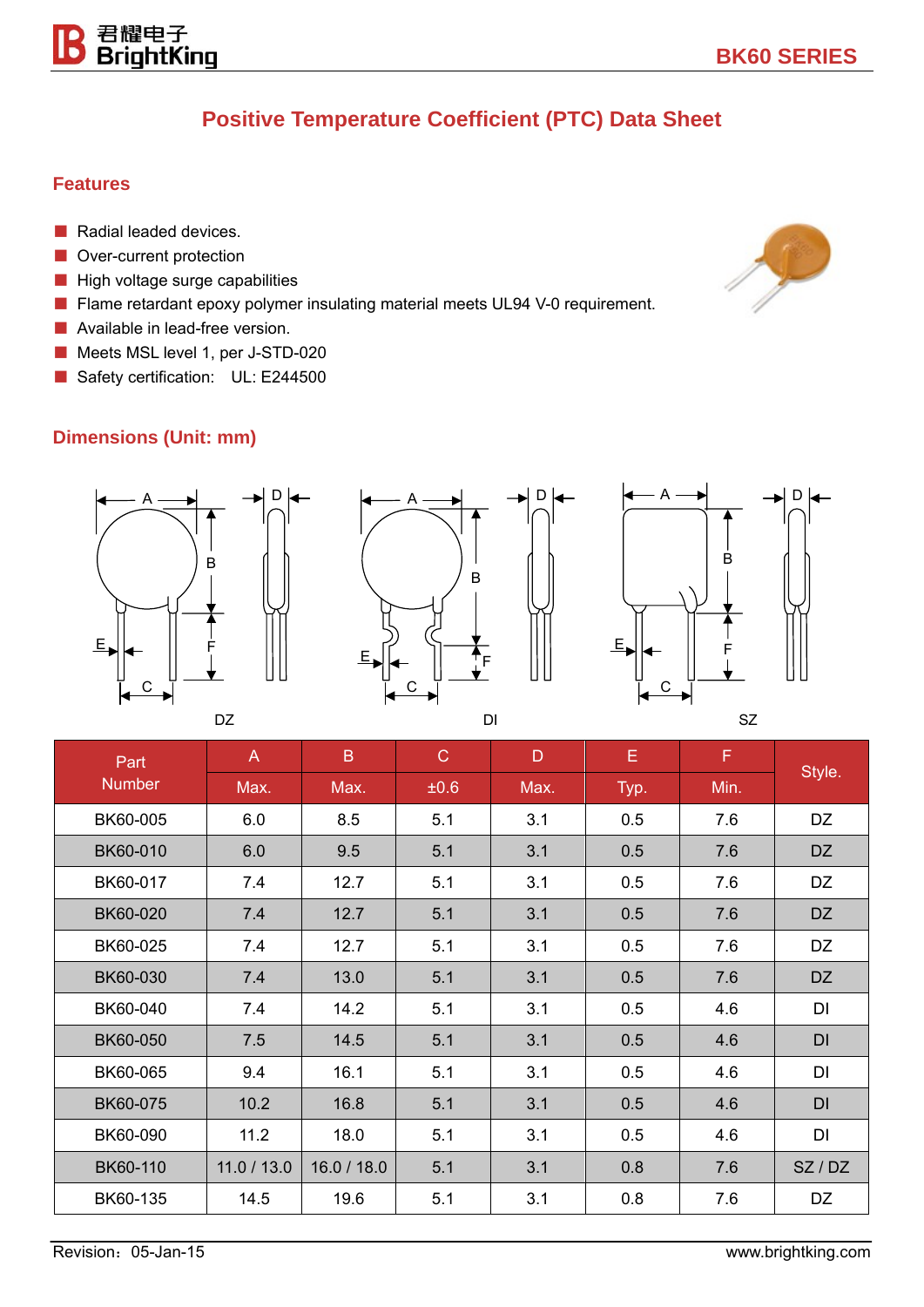# Positive Temperature Coefficient (PTC) Data Sheet

## Features

- Radial leaded devices.
- Over-current protection
- High voltage surge capabilities
- Flame retardant epoxy polymer insulating material meets UL94 V-0 requirement.
- Available in lead-free version.
- Meets MSL level 1, per J-STD-020
- Safety certification: UL: E244500

## Dimensions (Unit: mm)

DZ DI SZ

| Part Number | A | B | C | D | E | F | Style. |
|---|---|---|---|---|---|---|---|
| | Max. | Max. | ±0.6 | Max. | Typ. | Min. | |
| BK60-005 | 6.0 | 8.5 | 5.1 | 3.1 | 0.5 | 7.6 | DZ |
| BK60-010 | 6.0 | 9.5 | 5.1 | 3.1 | 0.5 | 7.6 | DZ |
| BK60-017 | 7.4 | 12.7 | 5.1 | 3.1 | 0.5 | 7.6 | DZ |
| BK60-020 | 7.4 | 12.7 | 5.1 | 3.1 | 0.5 | 7.6 | DZ |
| BK60-025 | 7.4 | 12.7 | 5.1 | 3.1 | 0.5 | 7.6 | DZ |
| BK60-030 | 7.4 | 13.0 | 5.1 | 3.1 | 0.5 | 7.6 | DZ |
| BK60-040 | 7.4 | 14.2 | 5.1 | 3.1 | 0.5 | 4.6 | DI |
| BK60-050 | 7.5 | 14.5 | 5.1 | 3.1 | 0.5 | 4.6 | DI |
| BK60-065 | 9.4 | 16.1 | 5.1 | 3.1 | 0.5 | 4.6 | DI |
| BK60-075 | 10.2 | 16.8 | 5.1 | 3.1 | 0.5 | 4.6 | DI |
| BK60-090 | 11.2 | 18.0 | 5.1 | 3.1 | 0.5 | 4.6 | DI |
| BK60-110 | 11.0 / 13.0 | 16.0 / 18.0 | 5.1 | 3.1 | 0.8 | 7.6 | SZ / DZ |
| BK60-135 | 14.5 | 19.6 | 5.1 | 3.1 | 0.8 | 7.6 | DZ |

Revision：05-Jan-15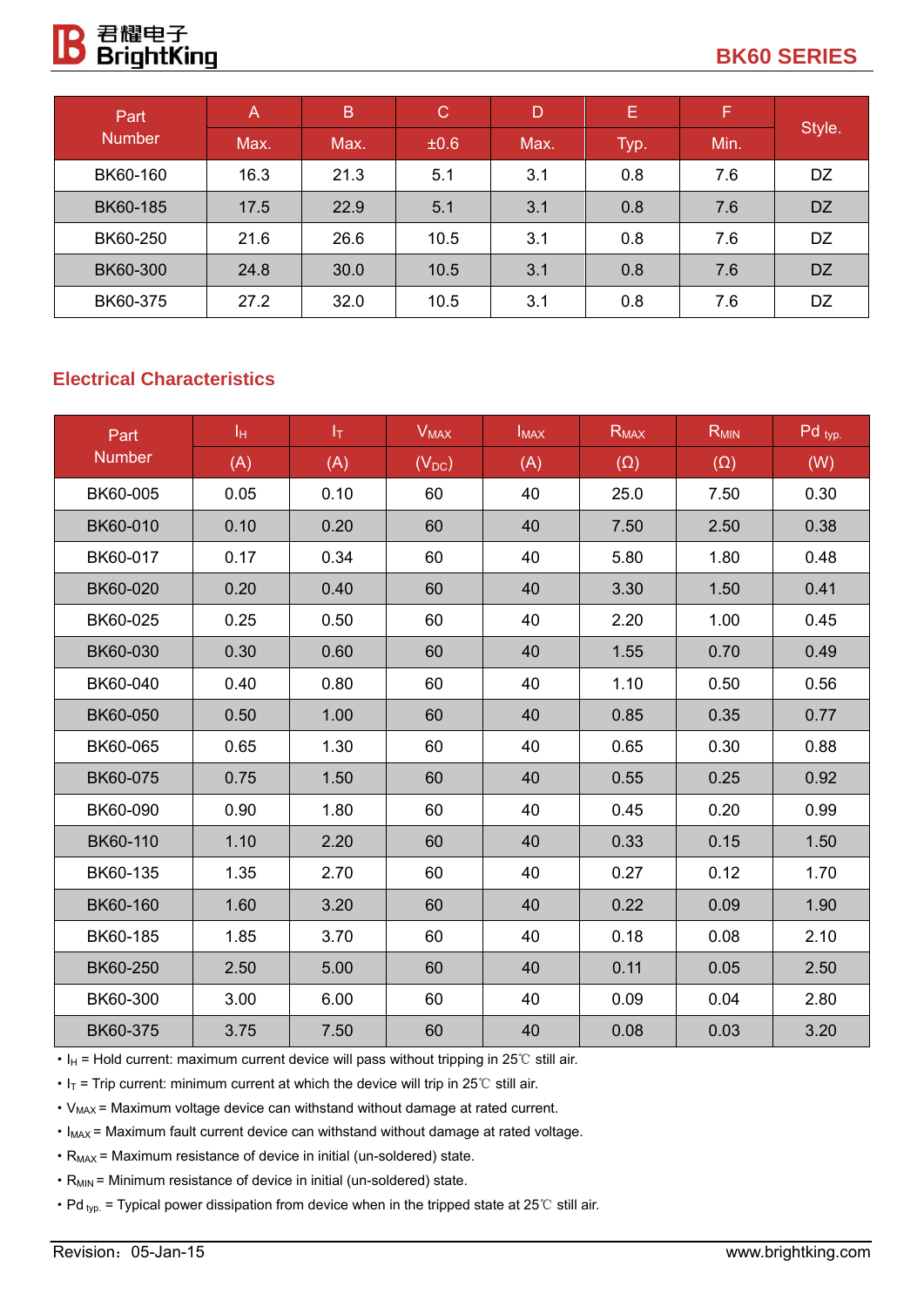| Part Number | A | B | C | D | E | F | Style. |
|---|---|---|---|---|---|---|---|
| | Max. | Max. | ±0.6 | Max. | Typ. | Min. | |
| BK60-160 | 16.3 | 21.3 | 5.1 | 3.1 | 0.8 | 7.6 | DZ |
| BK60-185 | 17.5 | 22.9 | 5.1 | 3.1 | 0.8 | 7.6 | DZ |
| BK60-250 | 21.6 | 26.6 | 10.5 | 3.1 | 0.8 | 7.6 | DZ |
| BK60-300 | 24.8 | 30.0 | 10.5 | 3.1 | 0.8 | 7.6 | DZ |
| BK60-375 | 27.2 | 32.0 | 10.5 | 3.1 | 0.8 | 7.6 | DZ |

## Electrical Characteristics

| Part Number | $I_H$ | $I_T$ | $V_{MAX}$ | $I_{MAX}$ | $R_{MAX}$ | $R_{MIN}$ | Pd $_{typ.}$ |
|---|---|---|---|---|---|---|---|
| | (A) | (A) | ($V_{DC}$) | (A) | (Ω) | (Ω) | (W) |
| BK60-005 | 0.05 | 0.10 | 60 | 40 | 25.0 | 7.50 | 0.30 |
| BK60-010 | 0.10 | 0.20 | 60 | 40 | 7.50 | 2.50 | 0.38 |
| BK60-017 | 0.17 | 0.34 | 60 | 40 | 5.80 | 1.80 | 0.48 |
| BK60-020 | 0.20 | 0.40 | 60 | 40 | 3.30 | 1.50 | 0.41 |
| BK60-025 | 0.25 | 0.50 | 60 | 40 | 2.20 | 1.00 | 0.45 |
| BK60-030 | 0.30 | 0.60 | 60 | 40 | 1.55 | 0.70 | 0.49 |
| BK60-040 | 0.40 | 0.80 | 60 | 40 | 1.10 | 0.50 | 0.56 |
| BK60-050 | 0.50 | 1.00 | 60 | 40 | 0.85 | 0.35 | 0.77 |
| BK60-065 | 0.65 | 1.30 | 60 | 40 | 0.65 | 0.30 | 0.88 |
| BK60-075 | 0.75 | 1.50 | 60 | 40 | 0.55 | 0.25 | 0.92 |
| BK60-090 | 0.90 | 1.80 | 60 | 40 | 0.45 | 0.20 | 0.99 |
| BK60-110 | 1.10 | 2.20 | 60 | 40 | 0.33 | 0.15 | 1.50 |
| BK60-135 | 1.35 | 2.70 | 60 | 40 | 0.27 | 0.12 | 1.70 |
| BK60-160 | 1.60 | 3.20 | 60 | 40 | 0.22 | 0.09 | 1.90 |
| BK60-185 | 1.85 | 3.70 | 60 | 40 | 0.18 | 0.08 | 2.10 |
| BK60-250 | 2.50 | 5.00 | 60 | 40 | 0.11 | 0.05 | 2.50 |
| BK60-300 | 3.00 | 6.00 | 60 | 40 | 0.09 | 0.04 | 2.80 |
| BK60-375 | 3.75 | 7.50 | 60 | 40 | 0.08 | 0.03 | 3.20 |

- $I_H$ = Hold current: maximum current device will pass without tripping in 25℃ still air.
- $I_T$ = Trip current: minimum current at which the device will trip in 25℃ still air.
- $V_{MAX}$ = Maximum voltage device can withstand without damage at rated current.
- $I_{MAX}$ = Maximum fault current device can withstand without damage at rated voltage.
- $R_{MAX}$ = Maximum resistance of device in initial (un-soldered) state.
- $R_{MIN}$ = Minimum resistance of device in initial (un-soldered) state.
- Pd $_{typ.}$ = Typical power dissipation from device when in the tripped state at 25℃ still air.

Revision：05-Jan-15 www.brightking.com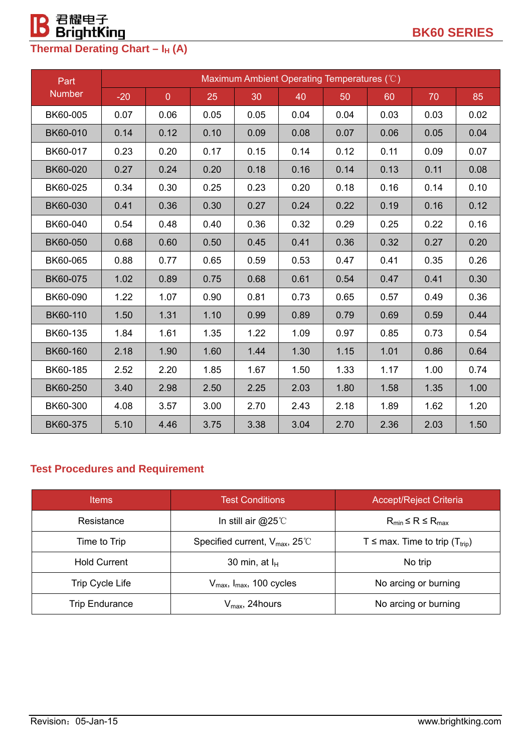## Thermal Derating Chart – $I_H$ (A)

| Part Number | Maximum Ambient Operating Temperatures (℃) | | | | | | | | |
|---|---|---|---|---|---|---|---|---|---|
| | -20 | 0 | 25 | 30 | 40 | 50 | 60 | 70 | 85 |
| BK60-005 | 0.07 | 0.06 | 0.05 | 0.05 | 0.04 | 0.04 | 0.03 | 0.03 | 0.02 |
| BK60-010 | 0.14 | 0.12 | 0.10 | 0.09 | 0.08 | 0.07 | 0.06 | 0.05 | 0.04 |
| BK60-017 | 0.23 | 0.20 | 0.17 | 0.15 | 0.14 | 0.12 | 0.11 | 0.09 | 0.07 |
| BK60-020 | 0.27 | 0.24 | 0.20 | 0.18 | 0.16 | 0.14 | 0.13 | 0.11 | 0.08 |
| BK60-025 | 0.34 | 0.30 | 0.25 | 0.23 | 0.20 | 0.18 | 0.16 | 0.14 | 0.10 |
| BK60-030 | 0.41 | 0.36 | 0.30 | 0.27 | 0.24 | 0.22 | 0.19 | 0.16 | 0.12 |
| BK60-040 | 0.54 | 0.48 | 0.40 | 0.36 | 0.32 | 0.29 | 0.25 | 0.22 | 0.16 |
| BK60-050 | 0.68 | 0.60 | 0.50 | 0.45 | 0.41 | 0.36 | 0.32 | 0.27 | 0.20 |
| BK60-065 | 0.88 | 0.77 | 0.65 | 0.59 | 0.53 | 0.47 | 0.41 | 0.35 | 0.26 |
| BK60-075 | 1.02 | 0.89 | 0.75 | 0.68 | 0.61 | 0.54 | 0.47 | 0.41 | 0.30 |
| BK60-090 | 1.22 | 1.07 | 0.90 | 0.81 | 0.73 | 0.65 | 0.57 | 0.49 | 0.36 |
| BK60-110 | 1.50 | 1.31 | 1.10 | 0.99 | 0.89 | 0.79 | 0.69 | 0.59 | 0.44 |
| BK60-135 | 1.84 | 1.61 | 1.35 | 1.22 | 1.09 | 0.97 | 0.85 | 0.73 | 0.54 |
| BK60-160 | 2.18 | 1.90 | 1.60 | 1.44 | 1.30 | 1.15 | 1.01 | 0.86 | 0.64 |
| BK60-185 | 2.52 | 2.20 | 1.85 | 1.67 | 1.50 | 1.33 | 1.17 | 1.00 | 0.74 |
| BK60-250 | 3.40 | 2.98 | 2.50 | 2.25 | 2.03 | 1.80 | 1.58 | 1.35 | 1.00 |
| BK60-300 | 4.08 | 3.57 | 3.00 | 2.70 | 2.43 | 2.18 | 1.89 | 1.62 | 1.20 |
| BK60-375 | 5.10 | 4.46 | 3.75 | 3.38 | 3.04 | 2.70 | 2.36 | 2.03 | 1.50 |

## Test Procedures and Requirement

| Items | Test Conditions | Accept/Reject Criteria |
|---|---|---|
| Resistance | In still air @25℃ | $R_{min} \leq R \leq R_{max}$ |
| Time to Trip | Specified current, $V_{max}$, 25℃ | T ≤ max. Time to trip ($T_{trip}$) |
| Hold Current | 30 min, at $I_H$ | No trip |
| Trip Cycle Life | $V_{max}$, $I_{max}$, 100 cycles | No arcing or burning |
| Trip Endurance | $V_{max}$, 24hours | No arcing or burning |

Revision：05-Jan-15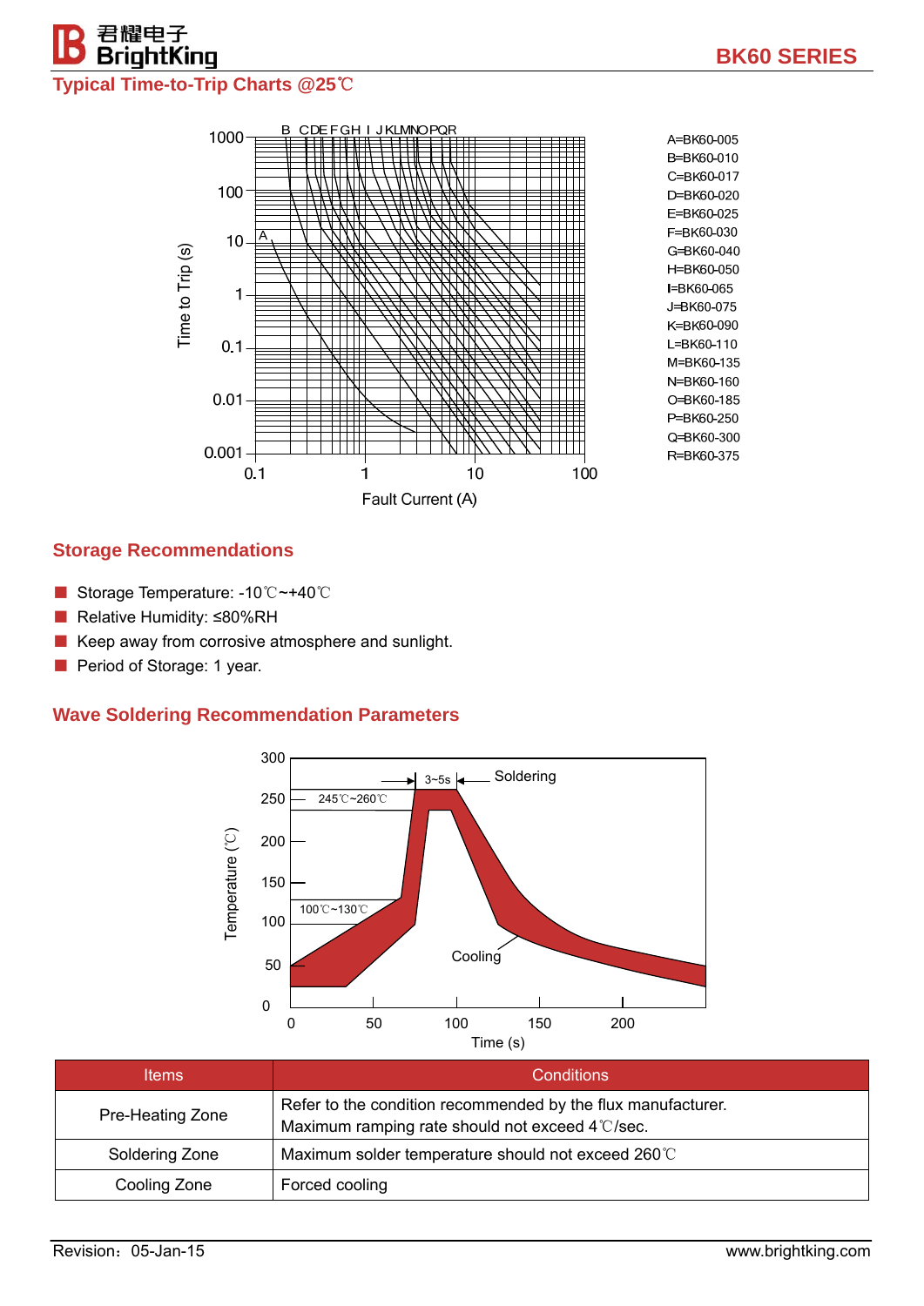## Typical Time-to-Trip Charts @25℃

A=BK60-005
B=BK60-010
C=BK60-017
D=BK60-020
E=BK60-025
F=BK60-030
G=BK60-040
H=BK60-050
I=BK60-065
J=BK60-075
K=BK60-090
L=BK60-110
M=BK60-135
N=BK60-160
O=BK60-185
P=BK60-250
Q=BK60-300
R=BK60-375

## Storage Recommendations

- Storage Temperature: -10℃~+40℃
- Relative Humidity: ≤80%RH
- Keep away from corrosive atmosphere and sunlight.
- Period of Storage: 1 year.

## Wave Soldering Recommendation Parameters

| Items | Conditions |
|---|---|
| Pre-Heating Zone | Refer to the condition recommended by the flux manufacturer.<br>Maximum ramping rate should not exceed 4℃/sec. |
| Soldering Zone | Maximum solder temperature should not exceed 260℃ |
| Cooling Zone | Forced cooling |

Revision：05-Jan-15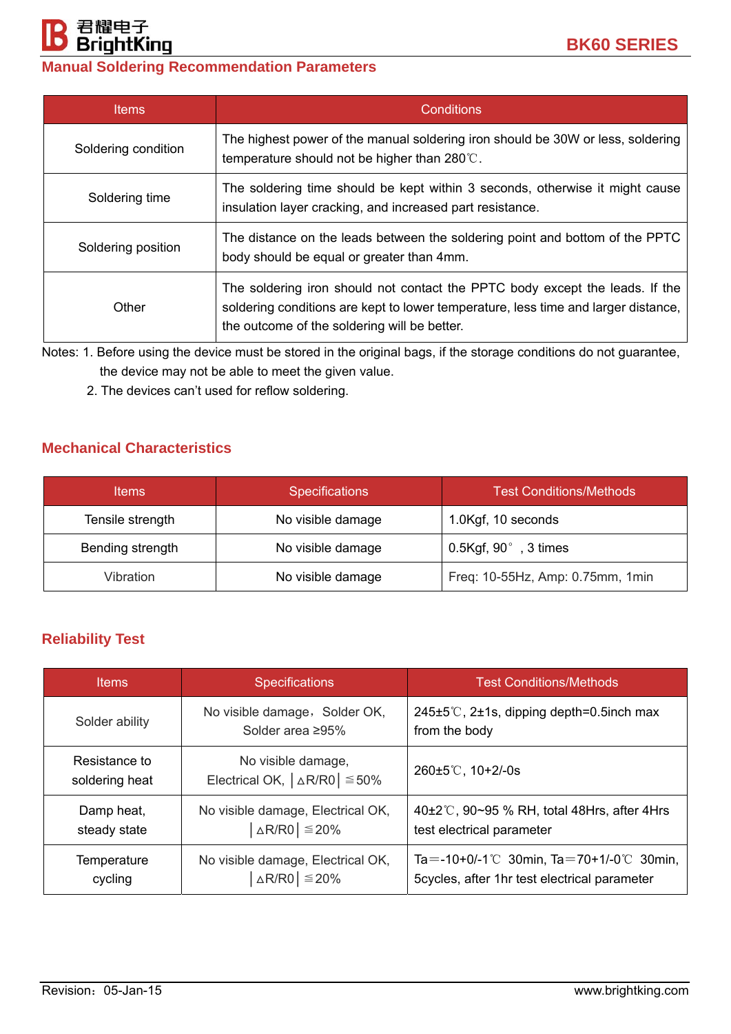## Manual Soldering Recommendation Parameters

| Items | Conditions |
|---|---|
| Soldering condition | The highest power of the manual soldering iron should be 30W or less, soldering temperature should not be higher than 280℃. |
| Soldering time | The soldering time should be kept within 3 seconds, otherwise it might cause insulation layer cracking, and increased part resistance. |
| Soldering position | The distance on the leads between the soldering point and bottom of the PPTC body should be equal or greater than 4mm. |
| Other | The soldering iron should not contact the PPTC body except the leads. If the soldering conditions are kept to lower temperature, less time and larger distance, the outcome of the soldering will be better. |

Notes: 1. Before using the device must be stored in the original bags, if the storage conditions do not guarantee, the device may not be able to meet the given value.

2. The devices can't used for reflow soldering.

## Mechanical Characteristics

| Items | Specifications | Test Conditions/Methods |
|---|---|---|
| Tensile strength | No visible damage | 1.0Kgf, 10 seconds |
| Bending strength | No visible damage | 0.5Kgf, 90°, 3 times |
| Vibration | No visible damage | Freq: 10-55Hz, Amp: 0.75mm, 1min |

## Reliability Test

| Items | Specifications | Test Conditions/Methods |
|---|---|---|
| Solder ability | No visible damage，Solder OK, Solder area ≥95% | 245±5℃, 2±1s, dipping depth=0.5inch max from the body |
| Resistance to soldering heat | No visible damage, Electrical OK, │△R/R0│≦50% | 260±5℃, 10+2/-0s |
| Damp heat, steady state | No visible damage, Electrical OK, │△R/R0│≦20% | 40±2℃, 90~95 % RH, total 48Hrs, after 4Hrs test electrical parameter |
| Temperature cycling | No visible damage, Electrical OK, │△R/R0│≦20% | Ta＝-10+0/-1℃ 30min, Ta＝70+1/-0℃ 30min, 5cycles, after 1hr test electrical parameter |

Revision：05-Jan-15 www.brightking.com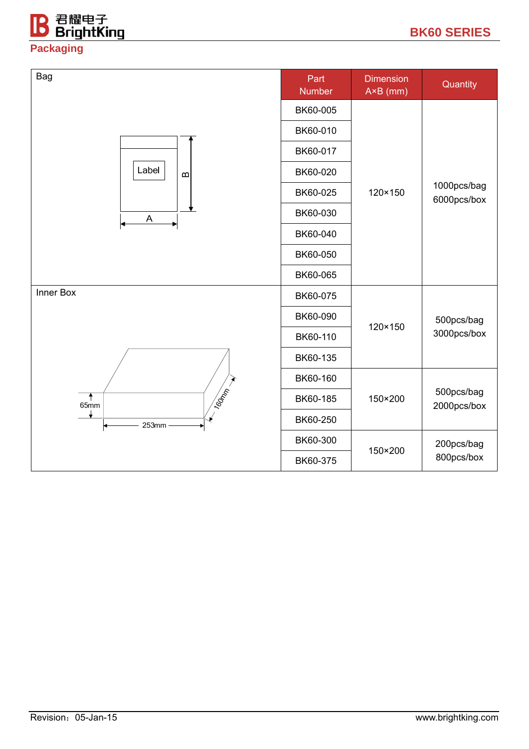## Packaging

| | Part Number | Dimension A×B (mm) | Quantity |
|---|---|---|---|
| Bag | BK60-005 | 120×150 | 1000pcs/bag 6000pcs/box |
| | BK60-010 | | |
| | BK60-017 | | |
| | BK60-020 | | |
| | BK60-025 | | |
| | BK60-030 | | |
| | BK60-040 | | |
| | BK60-050 | | |
| | BK60-065 | | |
| Inner Box | BK60-075 | 120×150 | 500pcs/bag 3000pcs/box |
| | BK60-090 | | |
| | BK60-110 | | |
| | BK60-135 | | |
| | BK60-160 | 150×200 | 500pcs/bag 2000pcs/box |
| | BK60-185 | | |
| | BK60-250 | | |
| | BK60-300 | 150×200 | 200pcs/bag 800pcs/box |
| | BK60-375 | | |

Label

A

B

65mm

253mm

160mm

Revision：05-Jan-15

www.brightking.com